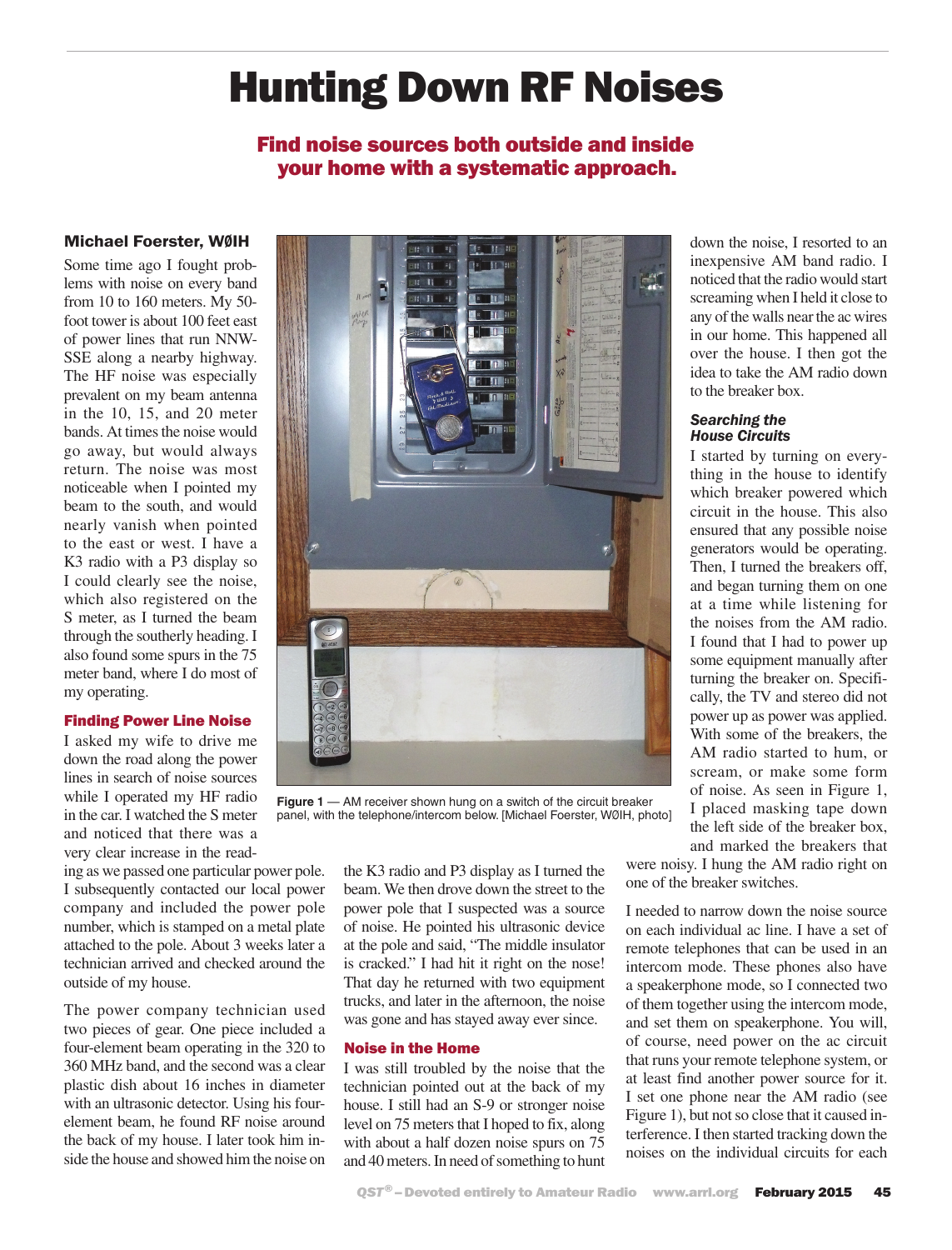# Hunting Down RF Noises

## Find noise sources both outside and inside your home with a systematic approach.

**Michael Foerster, WØIH**

Some time ago I fought problems with noise on every band from 10 to 160 meters. My 50-foot tower is about 100 feet east of power lines that run NNW-SSE along a nearby highway. The HF noise was especially prevalent on my beam antenna in the 10, 15, and 20 meter bands. At times the noise would go away, but would always return. The noise was most noticeable when I pointed my beam to the south, and would nearly vanish when pointed to the east or west. I have a K3 radio with a P3 display so I could clearly see the noise, which also registered on the S meter, as I turned the beam through the southerly heading. I also found some spurs in the 75 meter band, where I do most of my operating.

### Finding Power Line Noise

I asked my wife to drive me down the road along the power lines in search of noise sources while I operated my HF radio in the car. I watched the S meter and noticed that there was a very clear increase in the reading as we passed one particular power pole. I subsequently contacted our local power company and included the power pole number, which is stamped on a metal plate attached to the pole. About 3 weeks later a technician arrived and checked around the outside of my house.

The power company technician used two pieces of gear. One piece included a four-element beam operating in the 320 to 360 MHz band, and the second was a clear plastic dish about 16 inches in diameter with an ultrasonic detector. Using his four-element beam, he found RF noise around the back of my house. I later took him inside the house and showed him the noise on the K3 radio and P3 display as I turned the beam. We then drove down the street to the power pole that I suspected was a source of noise. He pointed his ultrasonic device at the pole and said, "The middle insulator is cracked." I had hit it right on the nose! That day he returned with two equipment trucks, and later in the afternoon, the noise was gone and has stayed away ever since.

### Noise in the Home

I was still troubled by the noise that the technician pointed out at the back of my house. I still had an S-9 or stronger noise level on 75 meters that I hoped to fix, along with about a half dozen noise spurs on 75 and 40 meters. In need of something to hunt down the noise, I resorted to an inexpensive AM band radio. I noticed that the radio would start screaming when I held it close to any of the walls near the ac wires in our home. This happened all over the house. I then got the idea to take the AM radio down to the breaker box.

Figure 1 — AM receiver shown hung on a switch of the circuit breaker panel, with the telephone/intercom below. [Michael Foerster, WØIH, photo]

### *Searching the House Circuits*

I started by turning on everything in the house to identify which breaker powered which circuit in the house. This also ensured that any possible noise generators would be operating. Then, I turned the breakers off, and began turning them on one at a time while listening for the noises from the AM radio. I found that I had to power up some equipment manually after turning the breaker on. Specifically, the TV and stereo did not power up as power was applied. With some of the breakers, the AM radio started to hum, or scream, or make some form of noise. As seen in Figure 1, I placed masking tape down the left side of the breaker box, and marked the breakers that were noisy. I hung the AM radio right on one of the breaker switches.

I needed to narrow down the noise source on each individual ac line. I have a set of remote telephones that can be used in an intercom mode. These phones also have a speakerphone mode, so I connected two of them together using the intercom mode, and set them on speakerphone. You will, of course, need power on the ac circuit that runs your remote telephone system, or at least find another power source for it. I set one phone near the AM radio (see Figure 1), but not so close that it caused interference. I then started tracking down the noises on the individual circuits for each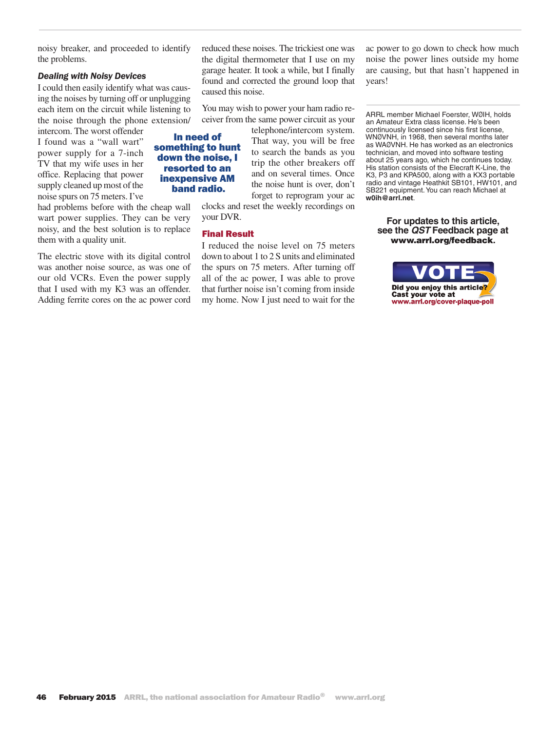noisy breaker, and proceeded to identify the problems.

### *Dealing with Noisy Devices*

I could then easily identify what was causing the noises by turning off or unplugging each item on the circuit while listening to the noise through the phone extension/intercom. The worst offender I found was a "wall wart" power supply for a 7-inch TV that my wife uses in her office. Replacing that power supply cleaned up most of the noise spurs on 75 meters. I've had problems before with the cheap wall wart power supplies. They can be very noisy, and the best solution is to replace them with a quality unit.

**In need of something to hunt down the noise, I resorted to an inexpensive AM band radio.**

The electric stove with its digital control was another noise source, as was one of our old VCRs. Even the power supply that I used with my K3 was an offender. Adding ferrite cores on the ac power cord reduced these noises. The trickiest one was the digital thermometer that I use on my garage heater. It took a while, but I finally found and corrected the ground loop that caused this noise.

You may wish to power your ham radio receiver from the same power circuit as your telephone/intercom system. That way, you will be free to search the bands as you trip the other breakers off and on several times. Once the noise hunt is over, don't forget to reprogram your ac clocks and reset the weekly recordings on your DVR.

## Final Result

I reduced the noise level on 75 meters down to about 1 to 2 S units and eliminated the spurs on 75 meters. After turning off all of the ac power, I was able to prove that further noise isn't coming from inside my home. Now I just need to wait for the ac power to go down to check how much noise the power lines outside my home are causing, but that hasn't happened in years!

---

ARRL member Michael Foerster, W0IH, holds an Amateur Extra class license. He's been continuously licensed since his first license, WNØVNH, in 1968, then several months later as WAØVNH. He has worked as an electronics technician, and moved into software testing about 25 years ago, which he continues today. His station consists of the Elecraft K-Line, the K3, P3 and KPA500, along with a KX3 portable radio and vintage Heathkit SB101, HW101, and SB221 equipment. You can reach Michael at **w0ih@arrl.net**.

**For updates to this article, see the *QST* Feedback page at www.arrl.org/feedback.**

**VOTE**

**Did you enjoy this article? Cast your vote at www.arrl.org/cover-plaque-poll**